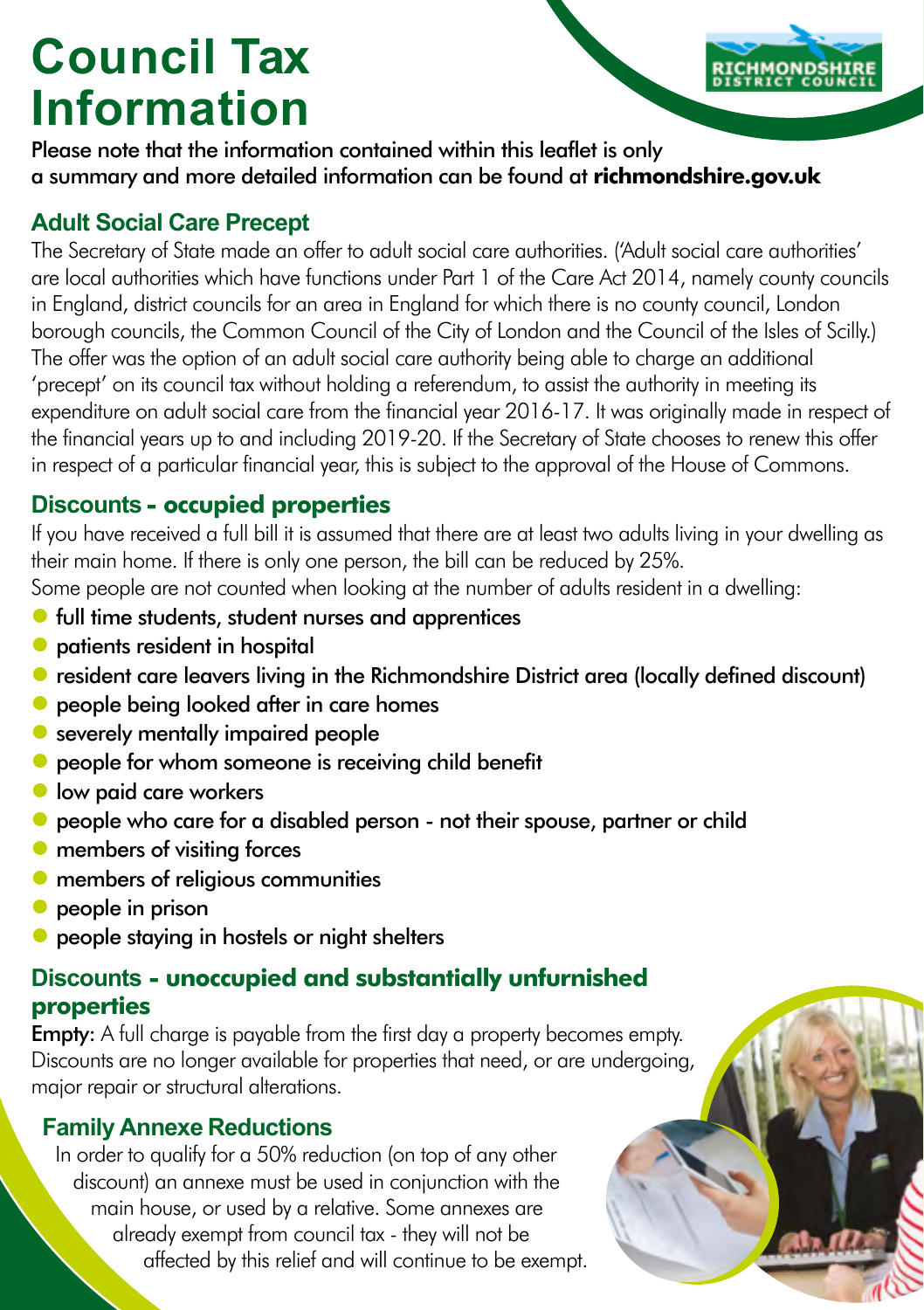# Council Tax Information

Please note that the information contained within this leaflet is only a summary and more detailed information can be found at **richmondshire.gov.uk**

## Adult Social Care Precept

The Secretary of State made an offer to adult social care authorities. ('Adult social care authorities' are local authorities which have functions under Part 1 of the Care Act 2014, namely county councils in England, district councils for an area in England for which there is no county council, London borough councils, the Common Council of the City of London and the Council of the Isles of Scilly.) The offer was the option of an adult social care authority being able to charge an additional 'precept' on its council tax without holding a referendum, to assist the authority in meeting its expenditure on adult social care from the financial year 2016-17. It was originally made in respect of the financial years up to and including 2019-20. If the Secretary of State chooses to renew this offer in respect of a particular financial year, this is subject to the approval of the House of Commons.

## Discounts - occupied properties

If you have received a full bill it is assumed that there are at least two adults living in your dwelling as their main home. If there is only one person, the bill can be reduced by 25%.
Some people are not counted when looking at the number of adults resident in a dwelling:

- full time students, student nurses and apprentices
- patients resident in hospital
- resident care leavers living in the Richmondshire District area (locally defined discount)
- people being looked after in care homes
- severely mentally impaired people
- people for whom someone is receiving child benefit
- low paid care workers
- people who care for a disabled person - not their spouse, partner or child
- members of visiting forces
- members of religious communities
- people in prison
- people staying in hostels or night shelters

## Discounts - unoccupied and substantially unfurnished properties

**Empty**: A full charge is payable from the first day a property becomes empty. Discounts are no longer available for properties that need, or are undergoing, major repair or structural alterations.

## Family Annexe Reductions

In order to qualify for a 50% reduction (on top of any other discount) an annexe must be used in conjunction with the main house, or used by a relative. Some annexes are already exempt from council tax - they will not be affected by this relief and will continue to be exempt.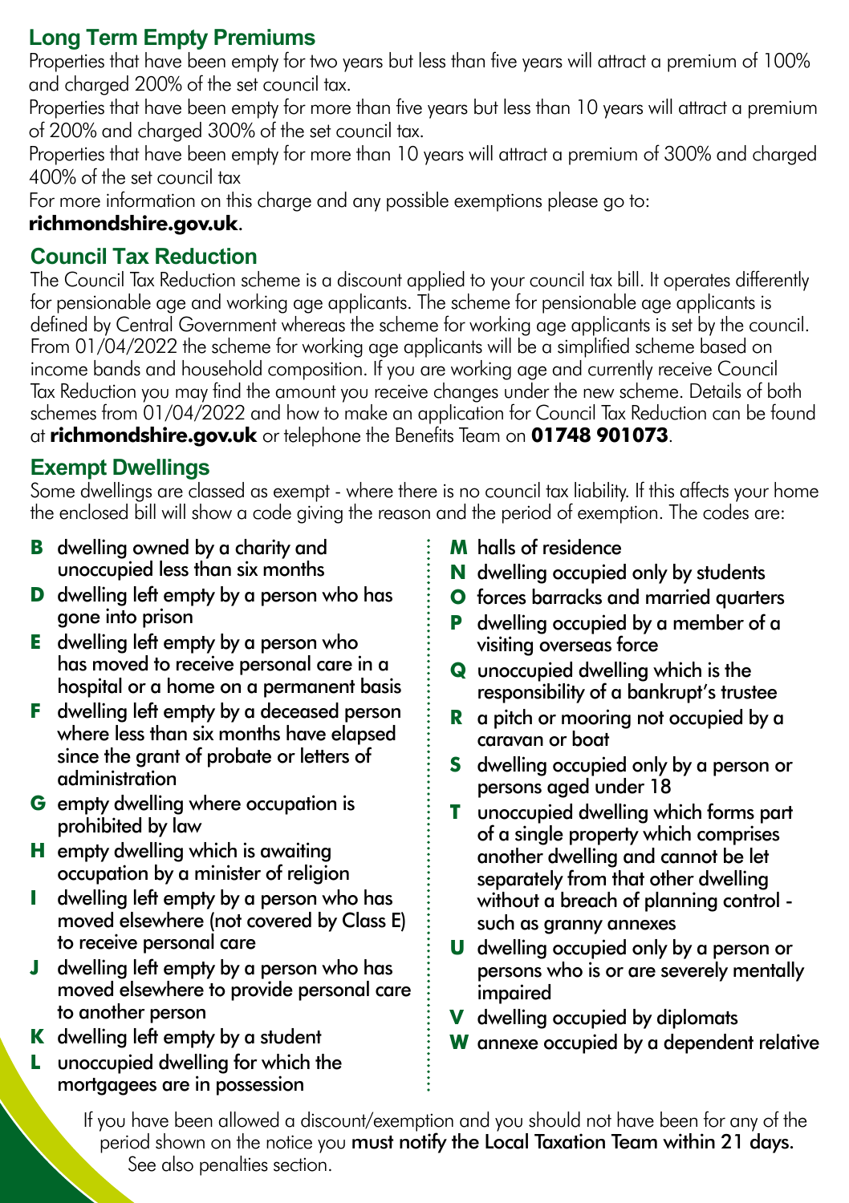## Long Term Empty Premiums

Properties that have been empty for two years but less than five years will attract a premium of 100% and charged 200% of the set council tax.

Properties that have been empty for more than five years but less than 10 years will attract a premium of 200% and charged 300% of the set council tax.

Properties that have been empty for more than 10 years will attract a premium of 300% and charged 400% of the set council tax

For more information on this charge and any possible exemptions please go to:
**richmondshire.gov.uk**.

## Council Tax Reduction

The Council Tax Reduction scheme is a discount applied to your council tax bill. It operates differently for pensionable age and working age applicants. The scheme for pensionable age applicants is defined by Central Government whereas the scheme for working age applicants is set by the council. From 01/04/2022 the scheme for working age applicants will be a simplified scheme based on income bands and household composition. If you are working age and currently receive Council Tax Reduction you may find the amount you receive changes under the new scheme. Details of both schemes from 01/04/2022 and how to make an application for Council Tax Reduction can be found at **richmondshire.gov.uk** or telephone the Benefits Team on **01748 901073**.

## Exempt Dwellings

Some dwellings are classed as exempt - where there is no council tax liability. If this affects your home the enclosed bill will show a code giving the reason and the period of exemption. The codes are:

- **B** dwelling owned by a charity and unoccupied less than six months
- **D** dwelling left empty by a person who has gone into prison
- **E** dwelling left empty by a person who has moved to receive personal care in a hospital or a home on a permanent basis
- **F** dwelling left empty by a deceased person where less than six months have elapsed since the grant of probate or letters of administration
- **G** empty dwelling where occupation is prohibited by law
- **H** empty dwelling which is awaiting occupation by a minister of religion
- **I** dwelling left empty by a person who has moved elsewhere (not covered by Class E) to receive personal care
- **J** dwelling left empty by a person who has moved elsewhere to provide personal care to another person
- **K** dwelling left empty by a student
- **L** unoccupied dwelling for which the mortgagees are in possession
- **M** halls of residence
- **N** dwelling occupied only by students
- **O** forces barracks and married quarters
- **P** dwelling occupied by a member of a visiting overseas force
- **Q** unoccupied dwelling which is the responsibility of a bankrupt's trustee
- **R** a pitch or mooring not occupied by a caravan or boat
- **S** dwelling occupied only by a person or persons aged under 18
- **T** unoccupied dwelling which forms part of a single property which comprises another dwelling and cannot be let separately from that other dwelling without a breach of planning control - such as granny annexes
- **U** dwelling occupied only by a person or persons who is or are severely mentally impaired
- **V** dwelling occupied by diplomats
- **W** annexe occupied by a dependent relative

If you have been allowed a discount/exemption and you should not have been for any of the period shown on the notice you **must notify the Local Taxation Team within 21 days.** See also penalties section.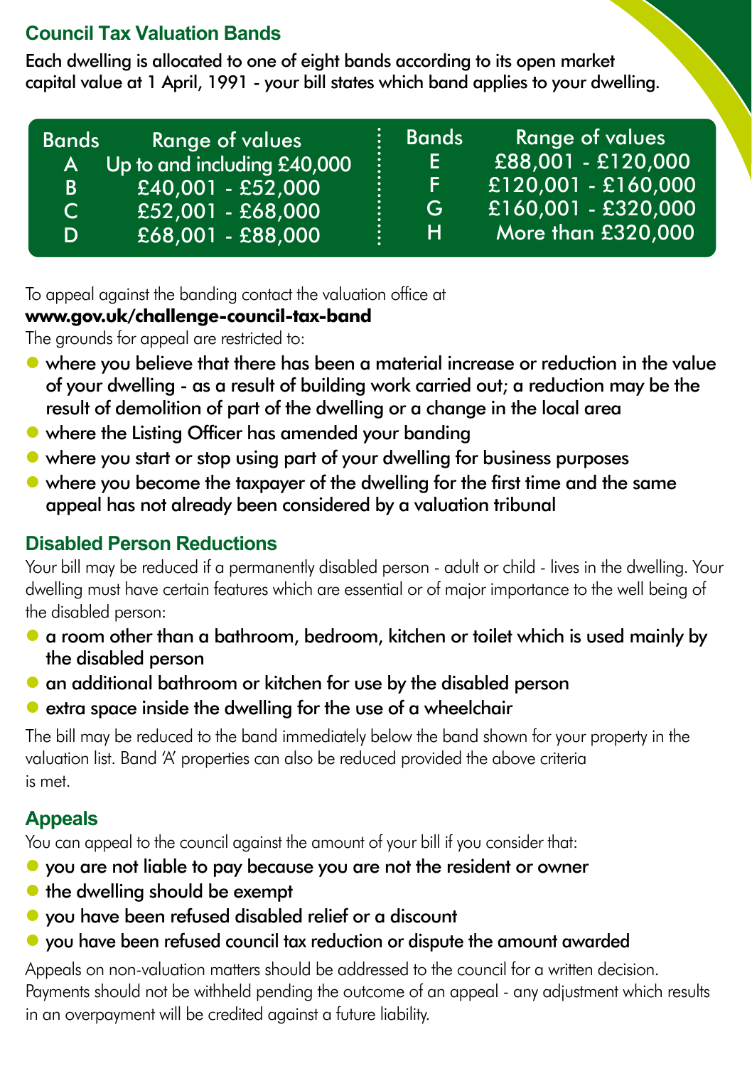## Council Tax Valuation Bands

Each dwelling is allocated to one of eight bands according to its open market capital value at 1 April, 1991 - your bill states which band applies to your dwelling.

| Bands | Range of values | Bands | Range of values |
|---|---|---|---|
| A | Up to and including £40,000 | E | £88,001 - £120,000 |
| B | £40,001 - £52,000 | F | £120,001 - £160,000 |
| C | £52,001 - £68,000 | G | £160,001 - £320,000 |
| D | £68,001 - £88,000 | H | More than £320,000 |

To appeal against the banding contact the valuation office at
**www.gov.uk/challenge-council-tax-band**
The grounds for appeal are restricted to:

- where you believe that there has been a material increase or reduction in the value of your dwelling - as a result of building work carried out; a reduction may be the result of demolition of part of the dwelling or a change in the local area
- where the Listing Officer has amended your banding
- where you start or stop using part of your dwelling for business purposes
- where you become the taxpayer of the dwelling for the first time and the same appeal has not already been considered by a valuation tribunal

## Disabled Person Reductions

Your bill may be reduced if a permanently disabled person - adult or child - lives in the dwelling. Your dwelling must have certain features which are essential or of major importance to the well being of the disabled person:

- a room other than a bathroom, bedroom, kitchen or toilet which is used mainly by the disabled person
- an additional bathroom or kitchen for use by the disabled person
- extra space inside the dwelling for the use of a wheelchair

The bill may be reduced to the band immediately below the band shown for your property in the valuation list. Band 'A' properties can also be reduced provided the above criteria is met.

## Appeals

You can appeal to the council against the amount of your bill if you consider that:

- you are not liable to pay because you are not the resident or owner
- the dwelling should be exempt
- you have been refused disabled relief or a discount
- you have been refused council tax reduction or dispute the amount awarded

Appeals on non-valuation matters should be addressed to the council for a written decision. Payments should not be withheld pending the outcome of an appeal - any adjustment which results in an overpayment will be credited against a future liability.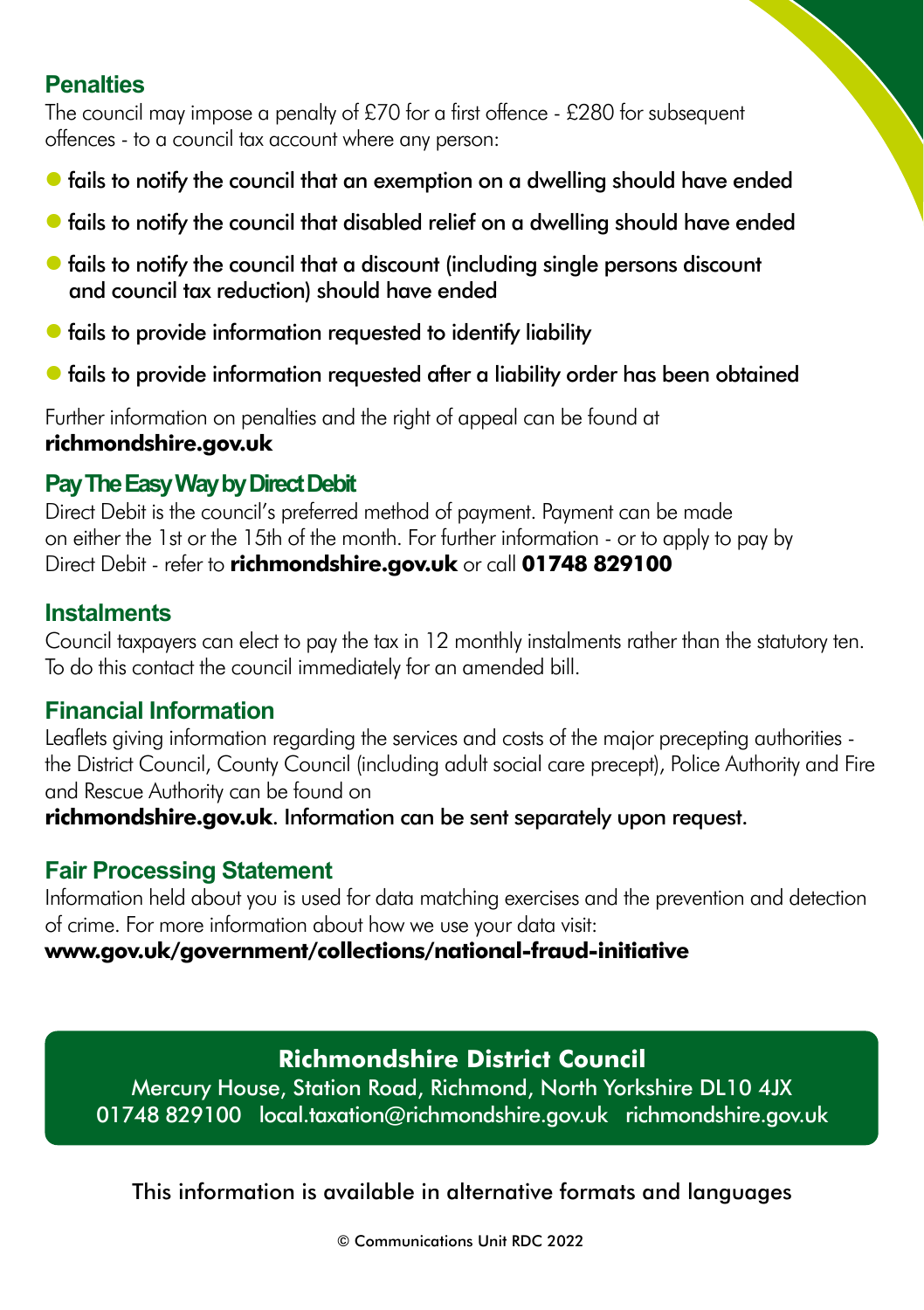## Penalties

The council may impose a penalty of £70 for a first offence - £280 for subsequent offences - to a council tax account where any person:

- fails to notify the council that an exemption on a dwelling should have ended
- fails to notify the council that disabled relief on a dwelling should have ended
- fails to notify the council that a discount (including single persons discount and council tax reduction) should have ended
- fails to provide information requested to identify liability
- fails to provide information requested after a liability order has been obtained

Further information on penalties and the right of appeal can be found at **richmondshire.gov.uk**

## Pay The Easy Way by Direct Debit

Direct Debit is the council's preferred method of payment. Payment can be made on either the 1st or the 15th of the month. For further information - or to apply to pay by Direct Debit - refer to **richmondshire.gov.uk** or call **01748 829100**

## Instalments

Council taxpayers can elect to pay the tax in 12 monthly instalments rather than the statutory ten. To do this contact the council immediately for an amended bill.

## Financial Information

Leaflets giving information regarding the services and costs of the major precepting authorities - the District Council, County Council (including adult social care precept), Police Authority and Fire and Rescue Authority can be found on **richmondshire.gov.uk**. Information can be sent separately upon request.

## Fair Processing Statement

Information held about you is used for data matching exercises and the prevention and detection of crime. For more information about how we use your data visit:
**www.gov.uk/government/collections/national-fraud-initiative**

**Richmondshire District Council**
Mercury House, Station Road, Richmond, North Yorkshire DL10 4JX
01748 829100 local.taxation@richmondshire.gov.uk richmondshire.gov.uk

This information is available in alternative formats and languages

© Communications Unit RDC 2022